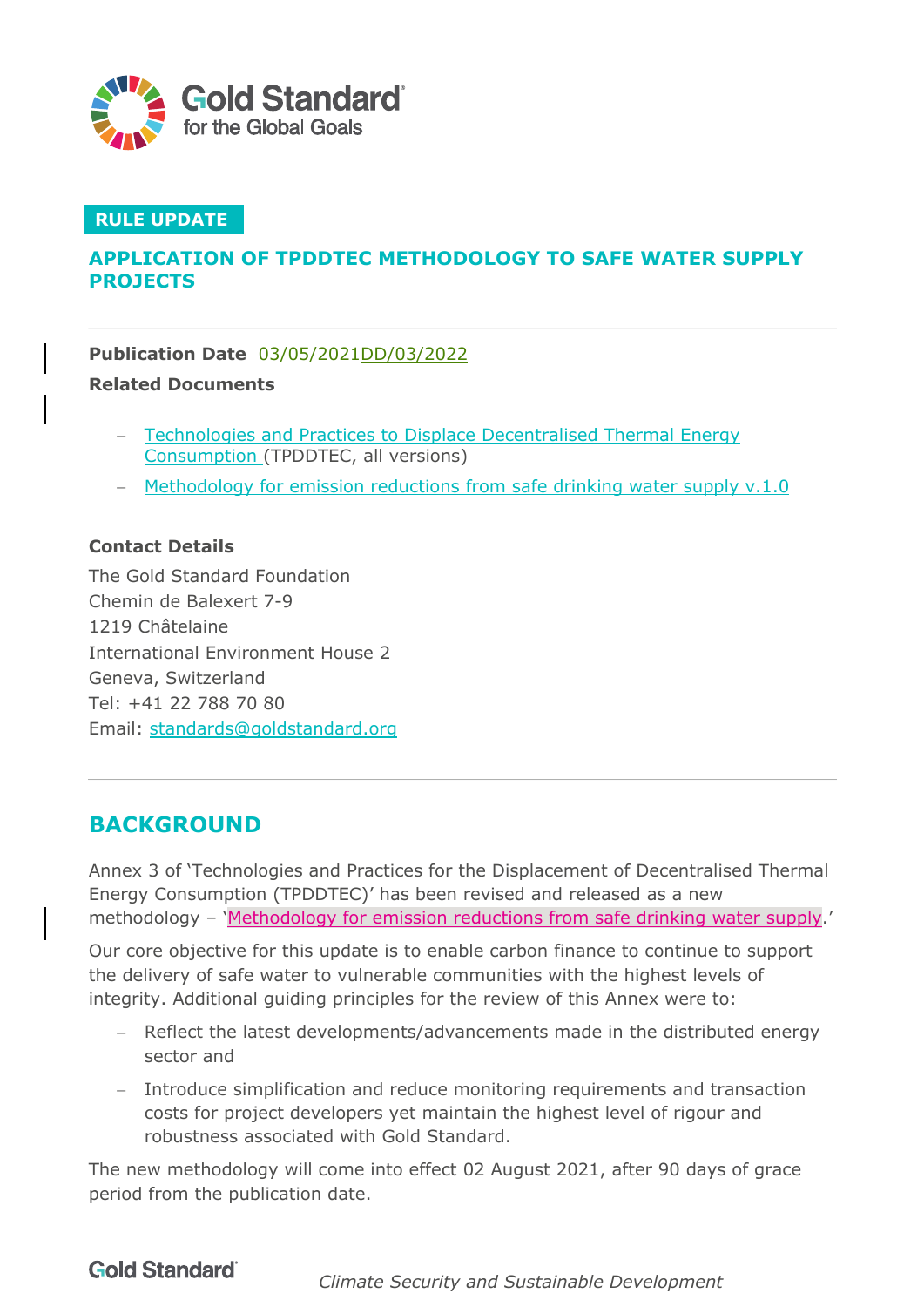**RULE UPDATE**

# APPLICATION OF TPDDTEC METHODOLOGY TO SAFE WATER SUPPLY PROJECTS

**Publication Date** ~~03/05/2021~~DD/03/2022

**Related Documents**

- Technologies and Practices to Displace Decentralised Thermal Energy Consumption (TPDDTEC, all versions)
- Methodology for emission reductions from safe drinking water supply v.1.0

**Contact Details**

The Gold Standard Foundation
Chemin de Balexert 7-9
1219 Châtelaine
International Environment House 2
Geneva, Switzerland
Tel: +41 22 788 70 80
Email: standards@goldstandard.org

## BACKGROUND

Annex 3 of 'Technologies and Practices for the Displacement of Decentralised Thermal Energy Consumption (TPDDTEC)' has been revised and released as a new methodology – 'Methodology for emission reductions from safe drinking water supply.'

Our core objective for this update is to enable carbon finance to continue to support the delivery of safe water to vulnerable communities with the highest levels of integrity. Additional guiding principles for the review of this Annex were to:

- Reflect the latest developments/advancements made in the distributed energy sector and
- Introduce simplification and reduce monitoring requirements and transaction costs for project developers yet maintain the highest level of rigour and robustness associated with Gold Standard.

The new methodology will come into effect 02 August 2021, after 90 days of grace period from the publication date.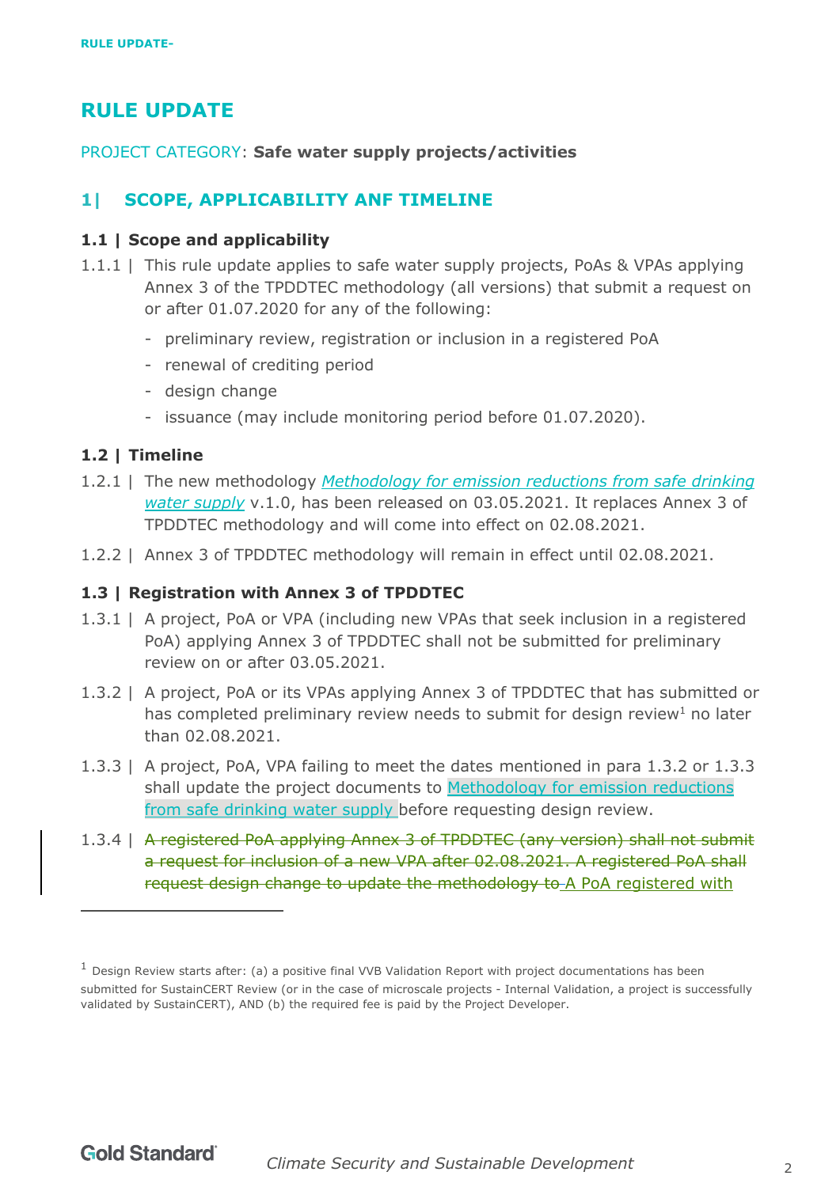# RULE UPDATE

PROJECT CATEGORY: **Safe water supply projects/activities**

## 1| SCOPE, APPLICABILITY ANF TIMELINE

### 1.1 | Scope and applicability

1.1.1 | This rule update applies to safe water supply projects, PoAs & VPAs applying Annex 3 of the TPDDTEC methodology (all versions) that submit a request on or after 01.07.2020 for any of the following:

- preliminary review, registration or inclusion in a registered PoA
- renewal of crediting period
- design change
- issuance (may include monitoring period before 01.07.2020).

### 1.2 | Timeline

1.2.1 | The new methodology *Methodology for emission reductions from safe drinking water supply* v.1.0, has been released on 03.05.2021. It replaces Annex 3 of TPDDTEC methodology and will come into effect on 02.08.2021.

1.2.2 | Annex 3 of TPDDTEC methodology will remain in effect until 02.08.2021.

### 1.3 | Registration with Annex 3 of TPDDTEC

1.3.1 | A project, PoA or VPA (including new VPAs that seek inclusion in a registered PoA) applying Annex 3 of TPDDTEC shall not be submitted for preliminary review on or after 03.05.2021.

1.3.2 | A project, PoA or its VPAs applying Annex 3 of TPDDTEC that has submitted or has completed preliminary review needs to submit for design review[1] no later than 02.08.2021.

1.3.3 | A project, PoA, VPA failing to meet the dates mentioned in para 1.3.2 or 1.3.3 shall update the project documents to Methodology for emission reductions from safe drinking water supply before requesting design review.

1.3.4 | ~~A registered PoA applying Annex 3 of TPDDTEC (any version) shall not submit a request for inclusion of a new VPA after 02.08.2021. A registered PoA shall request design change to update the methodology to~~ A PoA registered with

[1] Design Review starts after: (a) a positive final VVB Validation Report with project documentations has been submitted for SustainCERT Review (or in the case of microscale projects - Internal Validation, a project is successfully validated by SustainCERT), AND (b) the required fee is paid by the Project Developer.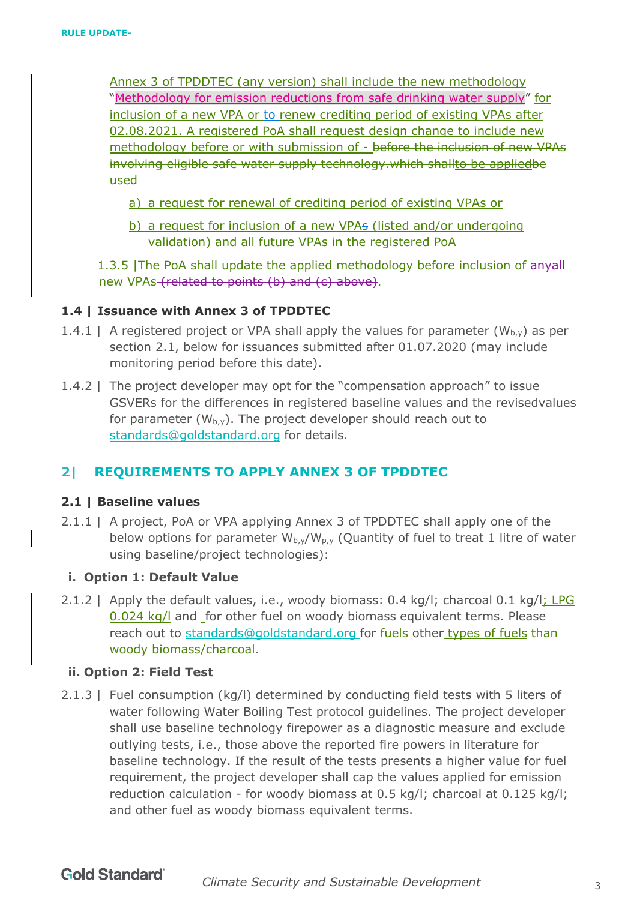Annex 3 of TPDDTEC (any version) shall include the new methodology "Methodology for emission reductions from safe drinking water supply" for inclusion of a new VPA or to renew crediting period of existing VPAs after 02.08.2021. A registered PoA shall request design change to include new methodology before or with submission of - ~~before the inclusion of new VPAs involving eligible safe water supply technology.which shall~~to be applied~~be used~~

a) a request for renewal of crediting period of existing VPAs or

b) a request for inclusion of a new VPAs (listed and/or undergoing validation) and all future VPAs in the registered PoA

~~1.3.5 |~~The PoA shall update the applied methodology before inclusion of any~~all~~ new VPAs ~~(related to points (b) and (c) above)~~.

### 1.4 | Issuance with Annex 3 of TPDDTEC

1.4.1 | A registered project or VPA shall apply the values for parameter ($W_{b,y}$) as per section 2.1, below for issuances submitted after 01.07.2020 (may include monitoring period before this date).

1.4.2 | The project developer may opt for the "compensation approach" to issue GSVERs for the differences in registered baseline values and the revisedvalues for parameter ($W_{b,y}$). The project developer should reach out to standards@goldstandard.org for details.

## 2| REQUIREMENTS TO APPLY ANNEX 3 OF TPDDTEC

### 2.1 | Baseline values

2.1.1 | A project, PoA or VPA applying Annex 3 of TPDDTEC shall apply one of the below options for parameter $W_{b,y}$/$W_{p,y}$ (Quantity of fuel to treat 1 litre of water using baseline/project technologies):

**i. Option 1: Default Value**

2.1.2 | Apply the default values, i.e., woody biomass: 0.4 kg/l; charcoal 0.1 kg/l; LPG 0.024 kg/l and for other fuel on woody biomass equivalent terms. Please reach out to standards@goldstandard.org for ~~fuels~~ other types of fuels ~~than woody biomass/charcoal~~.

**ii. Option 2: Field Test**

2.1.3 | Fuel consumption (kg/l) determined by conducting field tests with 5 liters of water following Water Boiling Test protocol guidelines. The project developer shall use baseline technology firepower as a diagnostic measure and exclude outlying tests, i.e., those above the reported fire powers in literature for baseline technology. If the result of the tests presents a higher value for fuel requirement, the project developer shall cap the values applied for emission reduction calculation - for woody biomass at 0.5 kg/l; charcoal at 0.125 kg/l; and other fuel as woody biomass equivalent terms.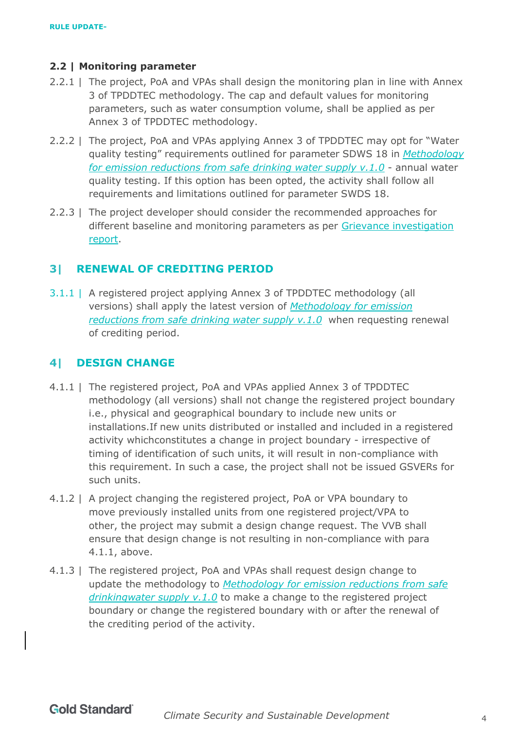### 2.2 | Monitoring parameter

2.2.1 | The project, PoA and VPAs shall design the monitoring plan in line with Annex 3 of TPDDTEC methodology. The cap and default values for monitoring parameters, such as water consumption volume, shall be applied as per Annex 3 of TPDDTEC methodology.

2.2.2 | The project, PoA and VPAs applying Annex 3 of TPDDTEC may opt for "Water quality testing" requirements outlined for parameter SDWS 18 in *Methodology for emission reductions from safe drinking water supply v.1.0* - annual water quality testing. If this option has been opted, the activity shall follow all requirements and limitations outlined for parameter SWDS 18.

2.2.3 | The project developer should consider the recommended approaches for different baseline and monitoring parameters as per Grievance investigation report.

## 3| RENEWAL OF CREDITING PERIOD

3.1.1 | A registered project applying Annex 3 of TPDDTEC methodology (all versions) shall apply the latest version of *Methodology for emission reductions from safe drinking water supply v.1.0* when requesting renewal of crediting period.

## 4| DESIGN CHANGE

4.1.1 | The registered project, PoA and VPAs applied Annex 3 of TPDDTEC methodology (all versions) shall not change the registered project boundary i.e., physical and geographical boundary to include new units or installations.If new units distributed or installed and included in a registered activity whichconstitutes a change in project boundary - irrespective of timing of identification of such units, it will result in non-compliance with this requirement. In such a case, the project shall not be issued GSVERs for such units.

4.1.2 | A project changing the registered project, PoA or VPA boundary to move previously installed units from one registered project/VPA to other, the project may submit a design change request. The VVB shall ensure that design change is not resulting in non-compliance with para 4.1.1, above.

4.1.3 | The registered project, PoA and VPAs shall request design change to update the methodology to *Methodology for emission reductions from safe drinkingwater supply v.1.0* to make a change to the registered project boundary or change the registered boundary with or after the renewal of the crediting period of the activity.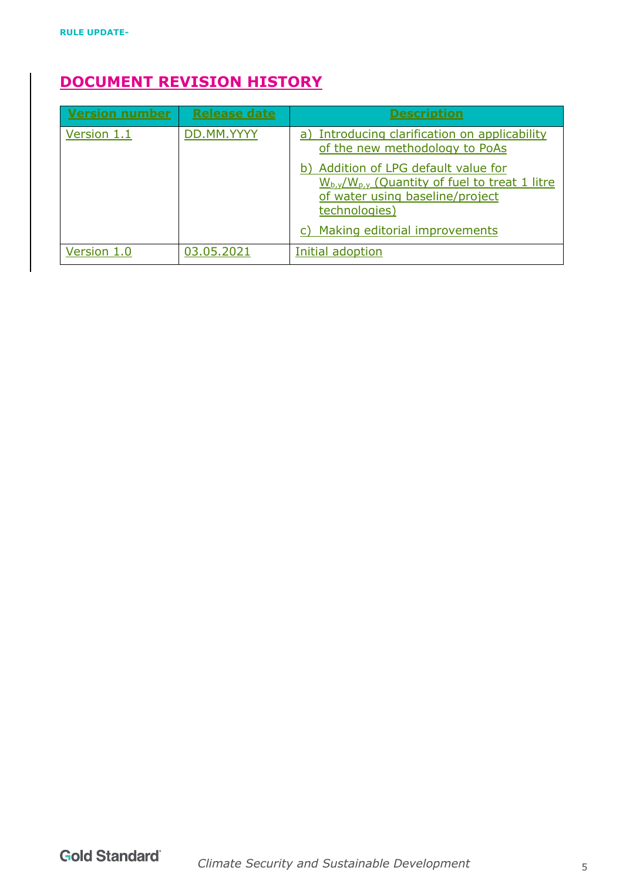## DOCUMENT REVISION HISTORY

| Version number | Release date | Description |
|---|---|---|
| Version 1.1 | DD.MM.YYYY | a) Introducing clarification on applicability of the new methodology to PoAs<br>b) Addition of LPG default value for $W_{b,y}$/$W_{p,y}$ (Quantity of fuel to treat 1 litre of water using baseline/project technologies)<br>c) Making editorial improvements |
| Version 1.0 | 03.05.2021 | Initial adoption |